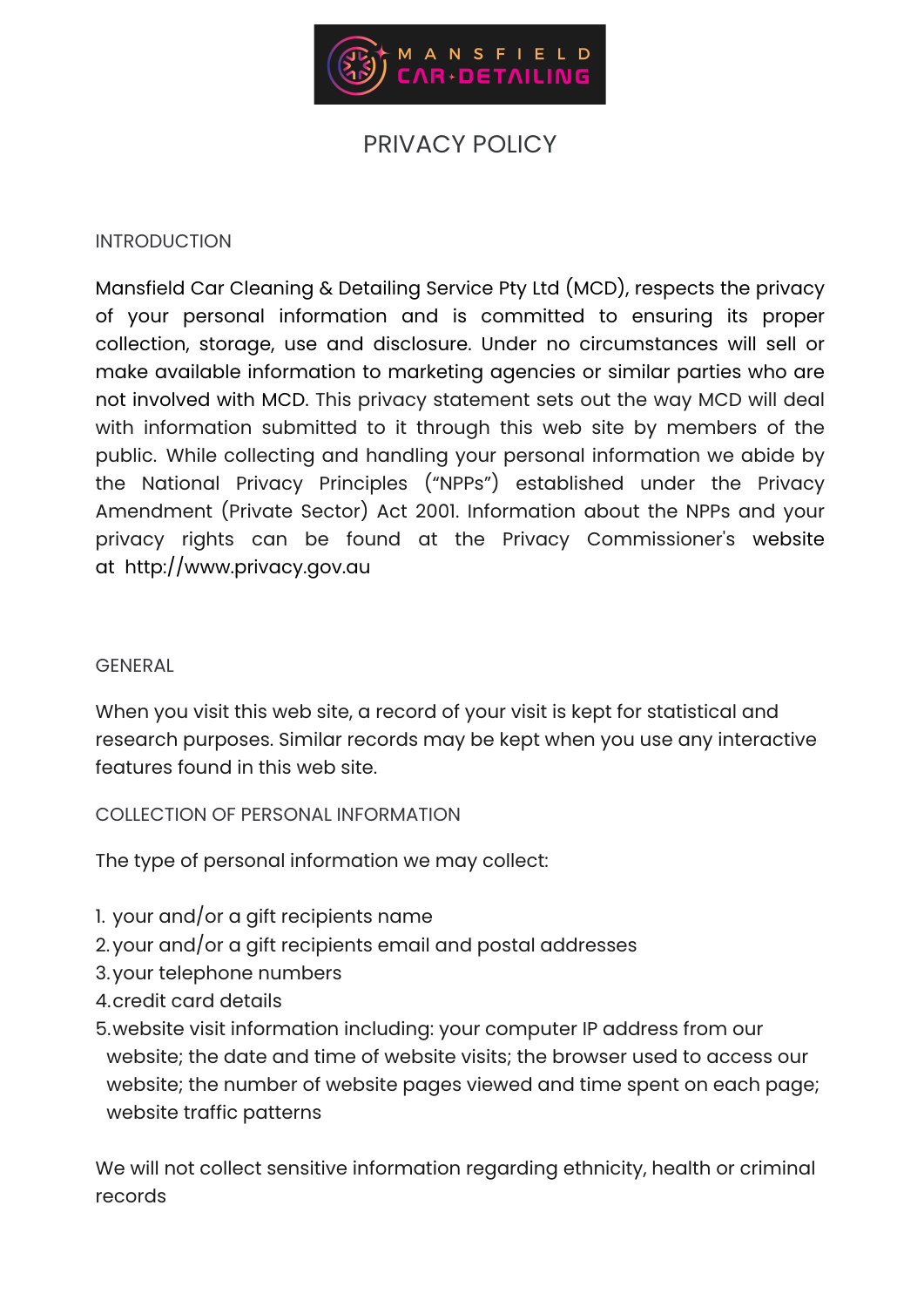# PRIVACY POLICY

## INTRODUCTION

Mansfield Car Cleaning & Detailing Service Pty Ltd (MCD), respects the privacy of your personal information and is committed to ensuring its proper collection, storage, use and disclosure. Under no circumstances will sell or make available information to marketing agencies or similar parties who are not involved with MCD. This privacy statement sets out the way MCD will deal with information submitted to it through this web site by members of the public. While collecting and handling your personal information we abide by the National Privacy Principles ("NPPs") established under the Privacy Amendment (Private Sector) Act 2001. Information about the NPPs and your privacy rights can be found at the Privacy Commissioner's website at http://www.privacy.gov.au

## GENERAL

When you visit this web site, a record of your visit is kept for statistical and research purposes. Similar records may be kept when you use any interactive features found in this web site.

## COLLECTION OF PERSONAL INFORMATION

The type of personal information we may collect:

1. your and/or a gift recipients name
2. your and/or a gift recipients email and postal addresses
3. your telephone numbers
4. credit card details
5. website visit information including: your computer IP address from our website; the date and time of website visits; the browser used to access our website; the number of website pages viewed and time spent on each page; website traffic patterns

We will not collect sensitive information regarding ethnicity, health or criminal records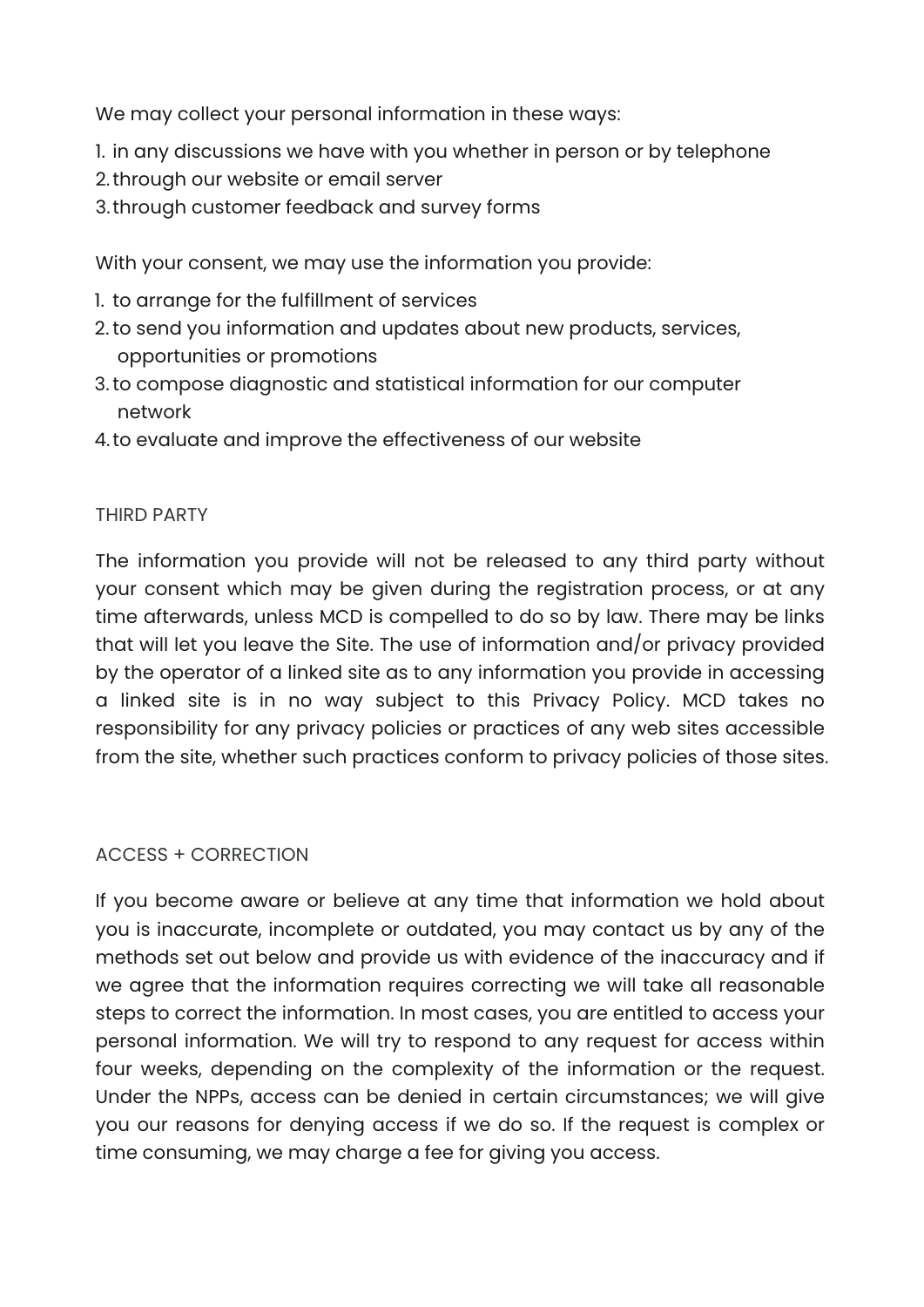We may collect your personal information in these ways:

1. in any discussions we have with you whether in person or by telephone
2. through our website or email server
3. through customer feedback and survey forms

With your consent, we may use the information you provide:

1. to arrange for the fulfillment of services
2. to send you information and updates about new products, services, opportunities or promotions
3. to compose diagnostic and statistical information for our computer network
4. to evaluate and improve the effectiveness of our website

## THIRD PARTY

The information you provide will not be released to any third party without your consent which may be given during the registration process, or at any time afterwards, unless MCD is compelled to do so by law. There may be links that will let you leave the Site. The use of information and/or privacy provided by the operator of a linked site as to any information you provide in accessing a linked site is in no way subject to this Privacy Policy. MCD takes no responsibility for any privacy policies or practices of any web sites accessible from the site, whether such practices conform to privacy policies of those sites.

## ACCESS + CORRECTION

If you become aware or believe at any time that information we hold about you is inaccurate, incomplete or outdated, you may contact us by any of the methods set out below and provide us with evidence of the inaccuracy and if we agree that the information requires correcting we will take all reasonable steps to correct the information. In most cases, you are entitled to access your personal information. We will try to respond to any request for access within four weeks, depending on the complexity of the information or the request. Under the NPPs, access can be denied in certain circumstances; we will give you our reasons for denying access if we do so. If the request is complex or time consuming, we may charge a fee for giving you access.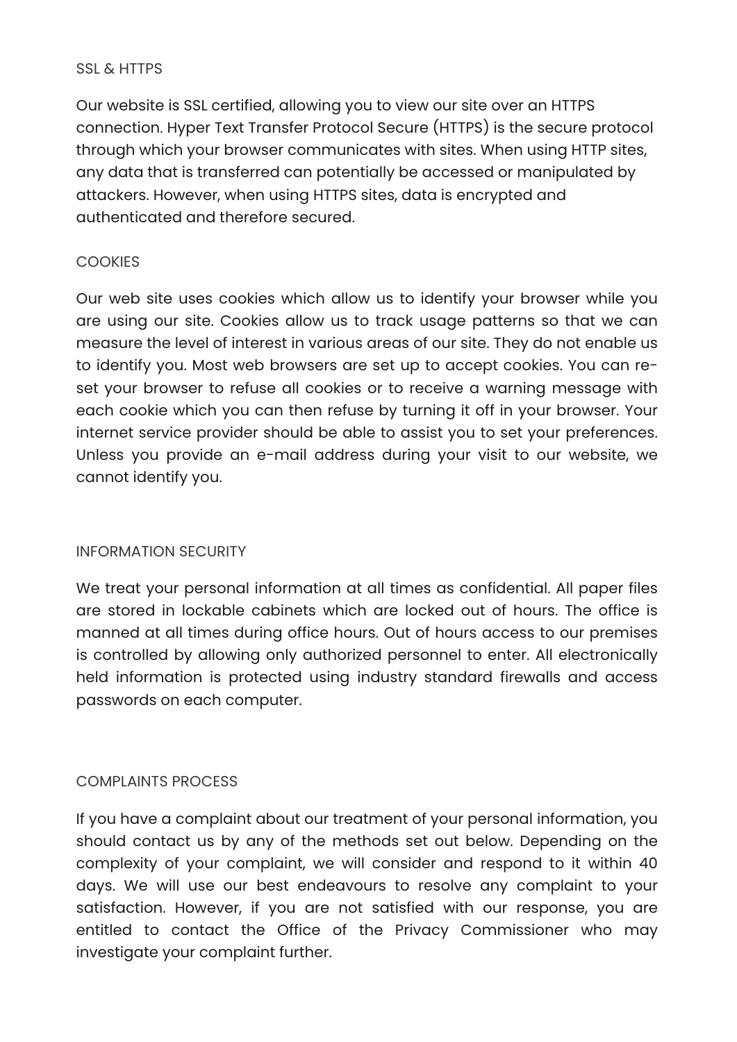## SSL & HTTPS

Our website is SSL certified, allowing you to view our site over an HTTPS connection. Hyper Text Transfer Protocol Secure (HTTPS) is the secure protocol through which your browser communicates with sites. When using HTTP sites, any data that is transferred can potentially be accessed or manipulated by attackers. However, when using HTTPS sites, data is encrypted and authenticated and therefore secured.

## COOKIES

Our web site uses cookies which allow us to identify your browser while you are using our site. Cookies allow us to track usage patterns so that we can measure the level of interest in various areas of our site. They do not enable us to identify you. Most web browsers are set up to accept cookies. You can re-set your browser to refuse all cookies or to receive a warning message with each cookie which you can then refuse by turning it off in your browser. Your internet service provider should be able to assist you to set your preferences. Unless you provide an e-mail address during your visit to our website, we cannot identify you.

## INFORMATION SECURITY

We treat your personal information at all times as confidential. All paper files are stored in lockable cabinets which are locked out of hours. The office is manned at all times during office hours. Out of hours access to our premises is controlled by allowing only authorized personnel to enter. All electronically held information is protected using industry standard firewalls and access passwords on each computer.

## COMPLAINTS PROCESS

If you have a complaint about our treatment of your personal information, you should contact us by any of the methods set out below. Depending on the complexity of your complaint, we will consider and respond to it within 40 days. We will use our best endeavours to resolve any complaint to your satisfaction. However, if you are not satisfied with our response, you are entitled to contact the Office of the Privacy Commissioner who may investigate your complaint further.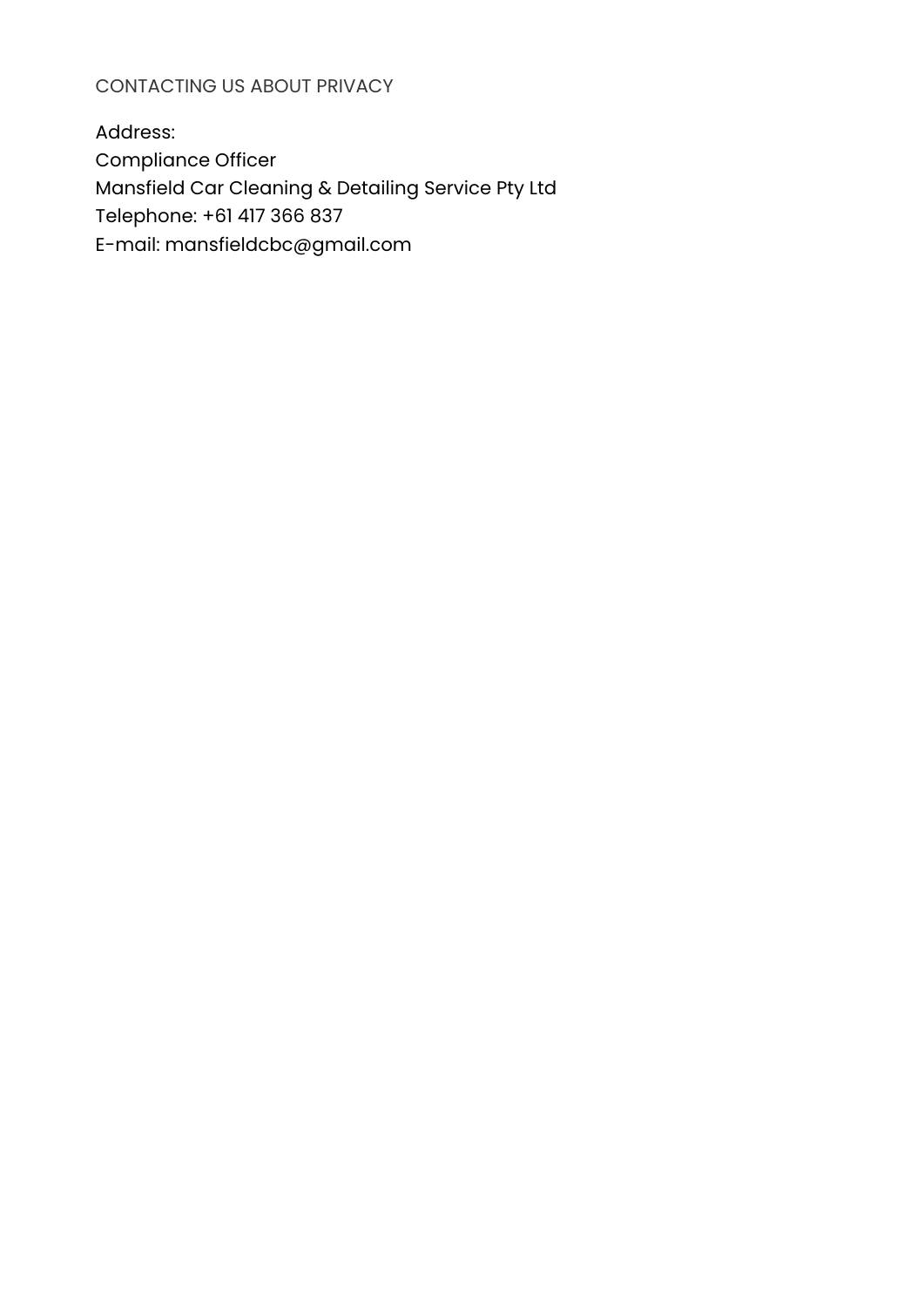## CONTACTING US ABOUT PRIVACY

Address:
Compliance Officer
Mansfield Car Cleaning & Detailing Service Pty Ltd
Telephone: +61 417 366 837
E-mail: mansfieldcbc@gmail.com